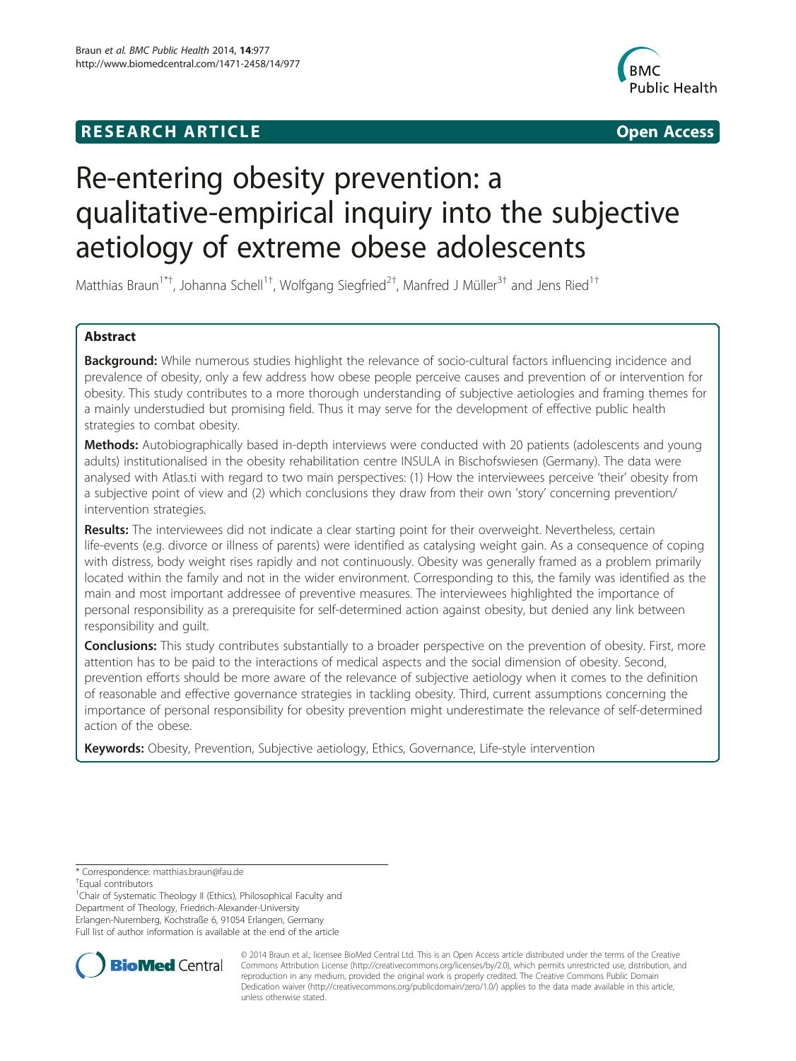RESEARCH ARTICLE Open Access

# Re-entering obesity prevention: a qualitative-empirical inquiry into the subjective aetiology of extreme obese adolescents

Matthias Braun[1*†], Johanna Schell[1†], Wolfgang Siegfried[2†], Manfred J Müller[3†] and Jens Ried[1†]

## Abstract

**Background:** While numerous studies highlight the relevance of socio-cultural factors influencing incidence and prevalence of obesity, only a few address how obese people perceive causes and prevention of or intervention for obesity. This study contributes to a more thorough understanding of subjective aetiologies and framing themes for a mainly understudied but promising field. Thus it may serve for the development of effective public health strategies to combat obesity.

**Methods:** Autobiographically based in-depth interviews were conducted with 20 patients (adolescents and young adults) institutionalised in the obesity rehabilitation centre INSULA in Bischofswiesen (Germany). The data were analysed with Atlas.ti with regard to two main perspectives: (1) How the interviewees perceive 'their' obesity from a subjective point of view and (2) which conclusions they draw from their own 'story' concerning prevention/intervention strategies.

**Results:** The interviewees did not indicate a clear starting point for their overweight. Nevertheless, certain life-events (e.g. divorce or illness of parents) were identified as catalysing weight gain. As a consequence of coping with distress, body weight rises rapidly and not continuously. Obesity was generally framed as a problem primarily located within the family and not in the wider environment. Corresponding to this, the family was identified as the main and most important addressee of preventive measures. The interviewees highlighted the importance of personal responsibility as a prerequisite for self-determined action against obesity, but denied any link between responsibility and guilt.

**Conclusions:** This study contributes substantially to a broader perspective on the prevention of obesity. First, more attention has to be paid to the interactions of medical aspects and the social dimension of obesity. Second, prevention efforts should be more aware of the relevance of subjective aetiology when it comes to the definition of reasonable and effective governance strategies in tackling obesity. Third, current assumptions concerning the importance of personal responsibility for obesity prevention might underestimate the relevance of self-determined action of the obese.

**Keywords:** Obesity, Prevention, Subjective aetiology, Ethics, Governance, Life-style intervention

---

* Correspondence: matthias.braun@fau.de
†Equal contributors
[1]Chair of Systematic Theology II (Ethics), Philosophical Faculty and Department of Theology, Friedrich-Alexander-University Erlangen-Nuremberg, Kochstraße 6, 91054 Erlangen, Germany
Full list of author information is available at the end of the article

© 2014 Braun et al.; licensee BioMed Central Ltd. This is an Open Access article distributed under the terms of the Creative Commons Attribution License (http://creativecommons.org/licenses/by/2.0), which permits unrestricted use, distribution, and reproduction in any medium, provided the original work is properly credited. The Creative Commons Public Domain Dedication waiver (http://creativecommons.org/publicdomain/zero/1.0/) applies to the data made available in this article, unless otherwise stated.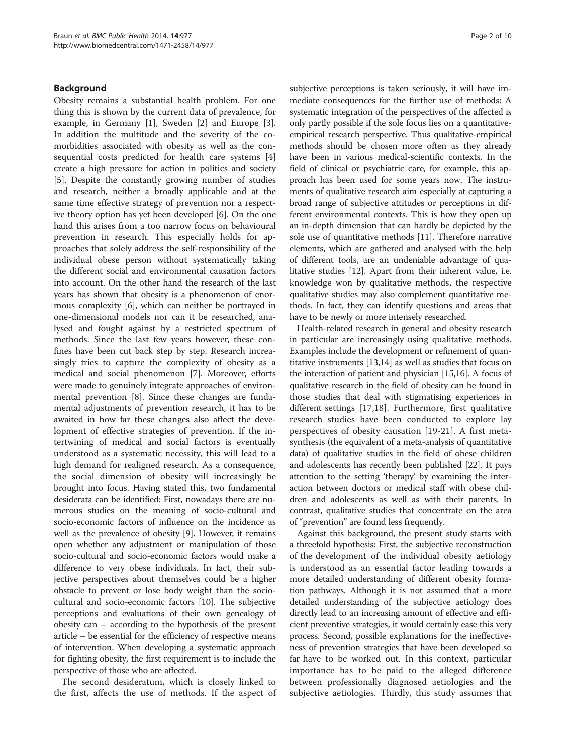## Background

Obesity remains a substantial health problem. For one thing this is shown by the current data of prevalence, for example, in Germany [1], Sweden [2] and Europe [3]. In addition the multitude and the severity of the comorbidities associated with obesity as well as the consequential costs predicted for health care systems [4] create a high pressure for action in politics and society [5]. Despite the constantly growing number of studies and research, neither a broadly applicable and at the same time effective strategy of prevention nor a respective theory option has yet been developed [6]. On the one hand this arises from a too narrow focus on behavioural prevention in research. This especially holds for approaches that solely address the self-responsibility of the individual obese person without systematically taking the different social and environmental causation factors into account. On the other hand the research of the last years has shown that obesity is a phenomenon of enormous complexity [6], which can neither be portrayed in one-dimensional models nor can it be researched, analysed and fought against by a restricted spectrum of methods. Since the last few years however, these confines have been cut back step by step. Research increasingly tries to capture the complexity of obesity as a medical and social phenomenon [7]. Moreover, efforts were made to genuinely integrate approaches of environmental prevention [8]. Since these changes are fundamental adjustments of prevention research, it has to be awaited in how far these changes also affect the development of effective strategies of prevention. If the intertwining of medical and social factors is eventually understood as a systematic necessity, this will lead to a high demand for realigned research. As a consequence, the social dimension of obesity will increasingly be brought into focus. Having stated this, two fundamental desiderata can be identified: First, nowadays there are numerous studies on the meaning of socio-cultural and socio-economic factors of influence on the incidence as well as the prevalence of obesity [9]. However, it remains open whether any adjustment or manipulation of those socio-cultural and socio-economic factors would make a difference to very obese individuals. In fact, their subjective perspectives about themselves could be a higher obstacle to prevent or lose body weight than the socio-cultural and socio-economic factors [10]. The subjective perceptions and evaluations of their own genealogy of obesity can – according to the hypothesis of the present article – be essential for the efficiency of respective means of intervention. When developing a systematic approach for fighting obesity, the first requirement is to include the perspective of those who are affected.

The second desideratum, which is closely linked to the first, affects the use of methods. If the aspect of subjective perceptions is taken seriously, it will have immediate consequences for the further use of methods: A systematic integration of the perspectives of the affected is only partly possible if the sole focus lies on a quantitative-empirical research perspective. Thus qualitative-empirical methods should be chosen more often as they already have been in various medical-scientific contexts. In the field of clinical or psychiatric care, for example, this approach has been used for some years now. The instruments of qualitative research aim especially at capturing a broad range of subjective attitudes or perceptions in different environmental contexts. This is how they open up an in-depth dimension that can hardly be depicted by the sole use of quantitative methods [11]. Therefore narrative elements, which are gathered and analysed with the help of different tools, are an undeniable advantage of qualitative studies [12]. Apart from their inherent value, i.e. knowledge won by qualitative methods, the respective qualitative studies may also complement quantitative methods. In fact, they can identify questions and areas that have to be newly or more intensely researched.

Health-related research in general and obesity research in particular are increasingly using qualitative methods. Examples include the development or refinement of quantitative instruments [13,14] as well as studies that focus on the interaction of patient and physician [15,16]. A focus of qualitative research in the field of obesity can be found in those studies that deal with stigmatising experiences in different settings [17,18]. Furthermore, first qualitative research studies have been conducted to explore lay perspectives of obesity causation [19-21]. A first meta-synthesis (the equivalent of a meta-analysis of quantitative data) of qualitative studies in the field of obese children and adolescents has recently been published [22]. It pays attention to the setting 'therapy' by examining the interaction between doctors or medical staff with obese children and adolescents as well as with their parents. In contrast, qualitative studies that concentrate on the area of "prevention" are found less frequently.

Against this background, the present study starts with a threefold hypothesis: First, the subjective reconstruction of the development of the individual obesity aetiology is understood as an essential factor leading towards a more detailed understanding of different obesity formation pathways. Although it is not assumed that a more detailed understanding of the subjective aetiology does directly lead to an increasing amount of effective and efficient preventive strategies, it would certainly ease this very process. Second, possible explanations for the ineffectiveness of prevention strategies that have been developed so far have to be worked out. In this context, particular importance has to be paid to the alleged difference between professionally diagnosed aetiologies and the subjective aetiologies. Thirdly, this study assumes that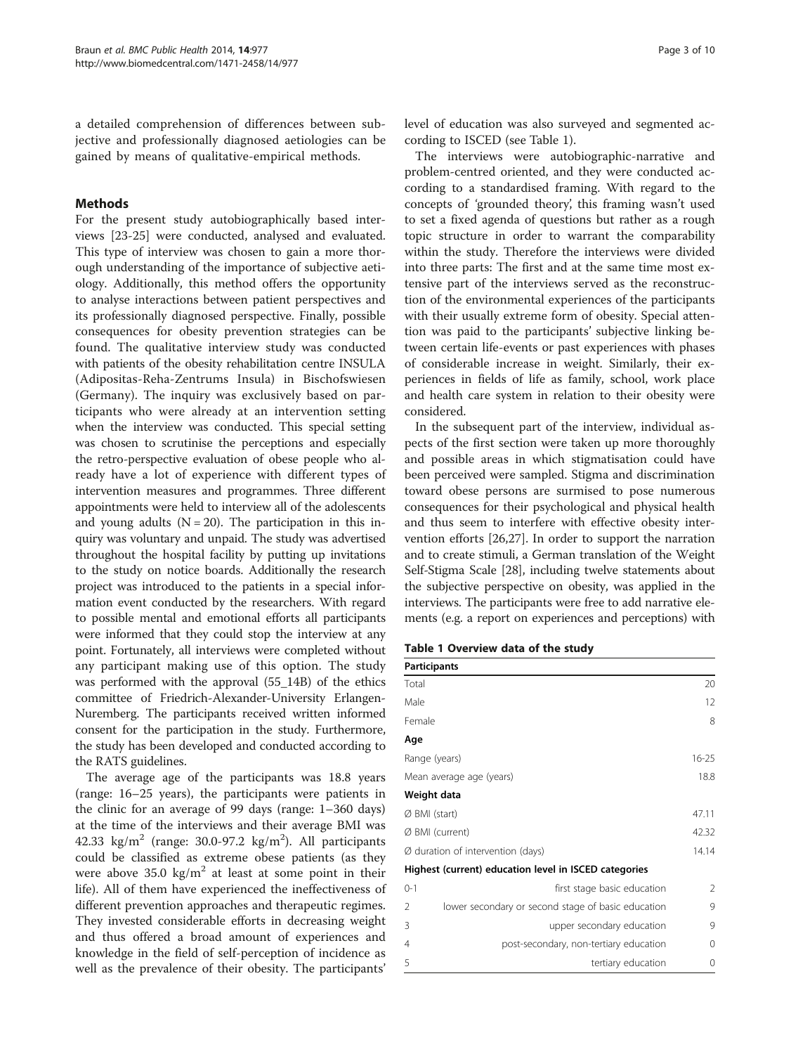a detailed comprehension of differences between subjective and professionally diagnosed aetiologies can be gained by means of qualitative-empirical methods.

## Methods

For the present study autobiographically based interviews [23-25] were conducted, analysed and evaluated. This type of interview was chosen to gain a more thorough understanding of the importance of subjective aetiology. Additionally, this method offers the opportunity to analyse interactions between patient perspectives and its professionally diagnosed perspective. Finally, possible consequences for obesity prevention strategies can be found. The qualitative interview study was conducted with patients of the obesity rehabilitation centre INSULA (Adipositas-Reha-Zentrums Insula) in Bischofswiesen (Germany). The inquiry was exclusively based on participants who were already at an intervention setting when the interview was conducted. This special setting was chosen to scrutinise the perceptions and especially the retro-perspective evaluation of obese people who already have a lot of experience with different types of intervention measures and programmes. Three different appointments were held to interview all of the adolescents and young adults (N = 20). The participation in this inquiry was voluntary and unpaid. The study was advertised throughout the hospital facility by putting up invitations to the study on notice boards. Additionally the research project was introduced to the patients in a special information event conducted by the researchers. With regard to possible mental and emotional efforts all participants were informed that they could stop the interview at any point. Fortunately, all interviews were completed without any participant making use of this option. The study was performed with the approval (55_14B) of the ethics committee of Friedrich-Alexander-University Erlangen-Nuremberg. The participants received written informed consent for the participation in the study. Furthermore, the study has been developed and conducted according to the RATS guidelines.

The average age of the participants was 18.8 years (range: 16–25 years), the participants were patients in the clinic for an average of 99 days (range: 1–360 days) at the time of the interviews and their average BMI was 42.33 kg/m$^2$ (range: 30.0-97.2 kg/m$^2$). All participants could be classified as extreme obese patients (as they were above 35.0 kg/m$^2$ at least at some point in their life). All of them have experienced the ineffectiveness of different prevention approaches and therapeutic regimes. They invested considerable efforts in decreasing weight and thus offered a broad amount of experiences and knowledge in the field of self-perception of incidence as well as the prevalence of their obesity. The participants' level of education was also surveyed and segmented according to ISCED (see Table 1).

The interviews were autobiographic-narrative and problem-centred oriented, and they were conducted according to a standardised framing. With regard to the concepts of 'grounded theory', this framing wasn't used to set a fixed agenda of questions but rather as a rough topic structure in order to warrant the comparability within the study. Therefore the interviews were divided into three parts: The first and at the same time most extensive part of the interviews served as the reconstruction of the environmental experiences of the participants with their usually extreme form of obesity. Special attention was paid to the participants' subjective linking between certain life-events or past experiences with phases of considerable increase in weight. Similarly, their experiences in fields of life as family, school, work place and health care system in relation to their obesity were considered.

In the subsequent part of the interview, individual aspects of the first section were taken up more thoroughly and possible areas in which stigmatisation could have been perceived were sampled. Stigma and discrimination toward obese persons are surmised to pose numerous consequences for their psychological and physical health and thus seem to interfere with effective obesity intervention efforts [26,27]. In order to support the narration and to create stimuli, a German translation of the Weight Self-Stigma Scale [28], including twelve statements about the subjective perspective on obesity, was applied in the interviews. The participants were free to add narrative elements (e.g. a report on experiences and perceptions) with

**Table 1 Overview data of the study**

| **Participants** | | |
|---|---|---|
| Total | | 20 |
| Male | | 12 |
| Female | | 8 |
| **Age** | | |
| Range (years) | | 16-25 |
| Mean average age (years) | | 18.8 |
| **Weight data** | | |
| Ø BMI (start) | | 47.11 |
| Ø BMI (current) | | 42.32 |
| Ø duration of intervention (days) | | 14.14 |
| **Highest (current) education level in ISCED categories** | | |
| 0-1 | first stage basic education | 2 |
| 2 | lower secondary or second stage of basic education | 9 |
| 3 | upper secondary education | 9 |
| 4 | post-secondary, non-tertiary education | 0 |
| 5 | tertiary education | 0 |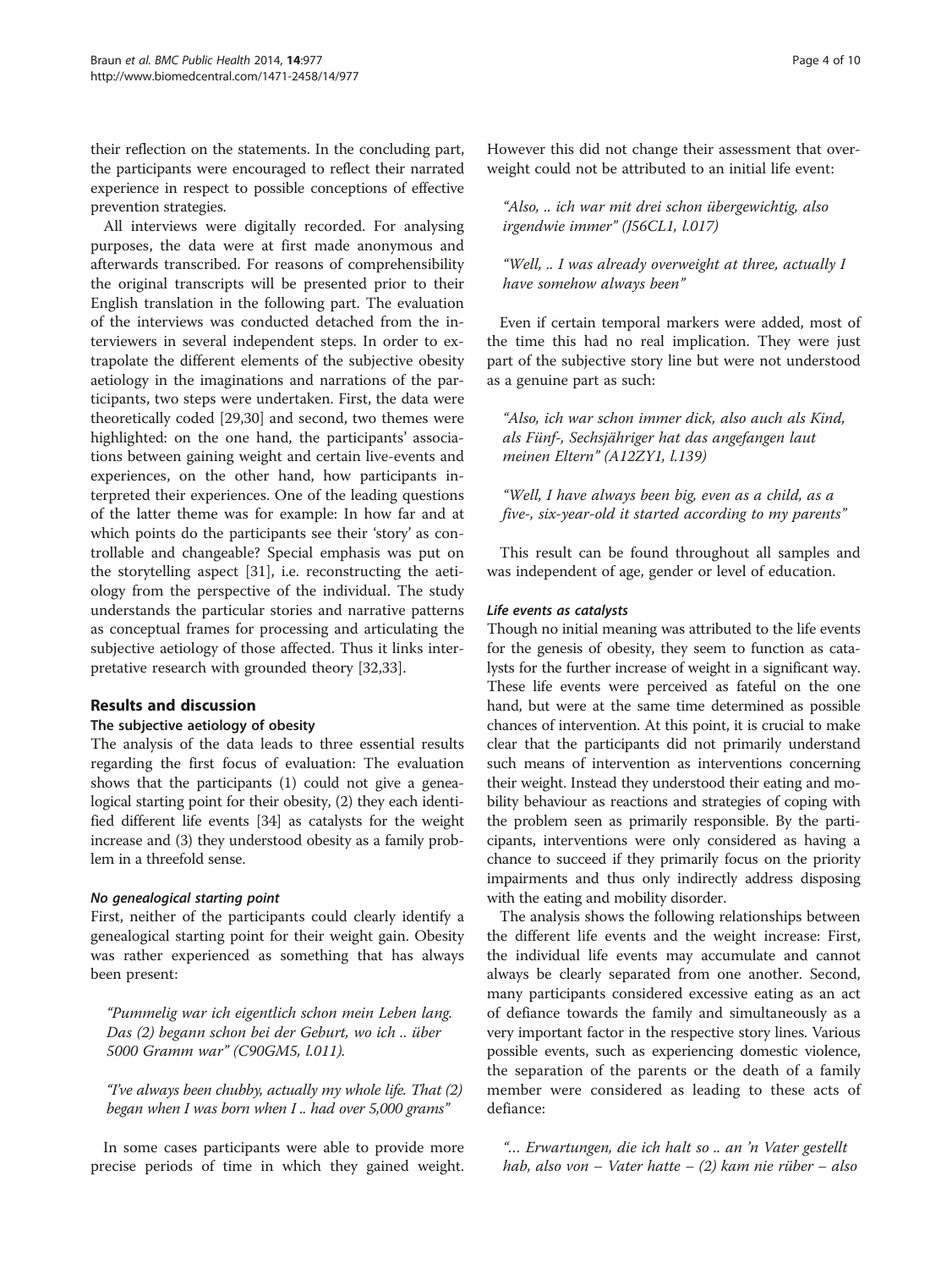their reflection on the statements. In the concluding part, the participants were encouraged to reflect their narrated experience in respect to possible conceptions of effective prevention strategies.

All interviews were digitally recorded. For analysing purposes, the data were at first made anonymous and afterwards transcribed. For reasons of comprehensibility the original transcripts will be presented prior to their English translation in the following part. The evaluation of the interviews was conducted detached from the interviewers in several independent steps. In order to extrapolate the different elements of the subjective obesity aetiology in the imaginations and narrations of the participants, two steps were undertaken. First, the data were theoretically coded [29,30] and second, two themes were highlighted: on the one hand, the participants' associations between gaining weight and certain live-events and experiences, on the other hand, how participants interpreted their experiences. One of the leading questions of the latter theme was for example: In how far and at which points do the participants see their 'story' as controllable and changeable? Special emphasis was put on the storytelling aspect [31], i.e. reconstructing the aetiology from the perspective of the individual. The study understands the particular stories and narrative patterns as conceptual frames for processing and articulating the subjective aetiology of those affected. Thus it links interpretative research with grounded theory [32,33].

## Results and discussion

### The subjective aetiology of obesity

The analysis of the data leads to three essential results regarding the first focus of evaluation: The evaluation shows that the participants (1) could not give a genealogical starting point for their obesity, (2) they each identified different life events [34] as catalysts for the weight increase and (3) they understood obesity as a family problem in a threefold sense.

#### *No genealogical starting point*

First, neither of the participants could clearly identify a genealogical starting point for their weight gain. Obesity was rather experienced as something that has always been present:

> *"Pummelig war ich eigentlich schon mein Leben lang. Das (2) begann schon bei der Geburt, wo ich .. über 5000 Gramm war" (C90GM5, l.011).*

> *"I've always been chubby, actually my whole life. That (2) began when I was born when I .. had over 5,000 grams"*

In some cases participants were able to provide more precise periods of time in which they gained weight. However this did not change their assessment that overweight could not be attributed to an initial life event:

> *"Also, .. ich war mit drei schon übergewichtig, also irgendwie immer" (J56CL1, l.017)*

> *"Well, .. I was already overweight at three, actually I have somehow always been"*

Even if certain temporal markers were added, most of the time this had no real implication. They were just part of the subjective story line but were not understood as a genuine part as such:

> *"Also, ich war schon immer dick, also auch als Kind, als Fünf-, Sechsjähriger hat das angefangen laut meinen Eltern" (A12ZY1, l.139)*

> *"Well, I have always been big, even as a child, as a five-, six-year-old it started according to my parents"*

This result can be found throughout all samples and was independent of age, gender or level of education.

#### *Life events as catalysts*

Though no initial meaning was attributed to the life events for the genesis of obesity, they seem to function as catalysts for the further increase of weight in a significant way. These life events were perceived as fateful on the one hand, but were at the same time determined as possible chances of intervention. At this point, it is crucial to make clear that the participants did not primarily understand such means of intervention as interventions concerning their weight. Instead they understood their eating and mobility behaviour as reactions and strategies of coping with the problem seen as primarily responsible. By the participants, interventions were only considered as having a chance to succeed if they primarily focus on the priority impairments and thus only indirectly address disposing with the eating and mobility disorder.

The analysis shows the following relationships between the different life events and the weight increase: First, the individual life events may accumulate and cannot always be clearly separated from one another. Second, many participants considered excessive eating as an act of defiance towards the family and simultaneously as a very important factor in the respective story lines. Various possible events, such as experiencing domestic violence, the separation of the parents or the death of a family member were considered as leading to these acts of defiance:

> *"… Erwartungen, die ich halt so .. an 'n Vater gestellt hab, also von – Vater hatte – (2) kam nie rüber – also*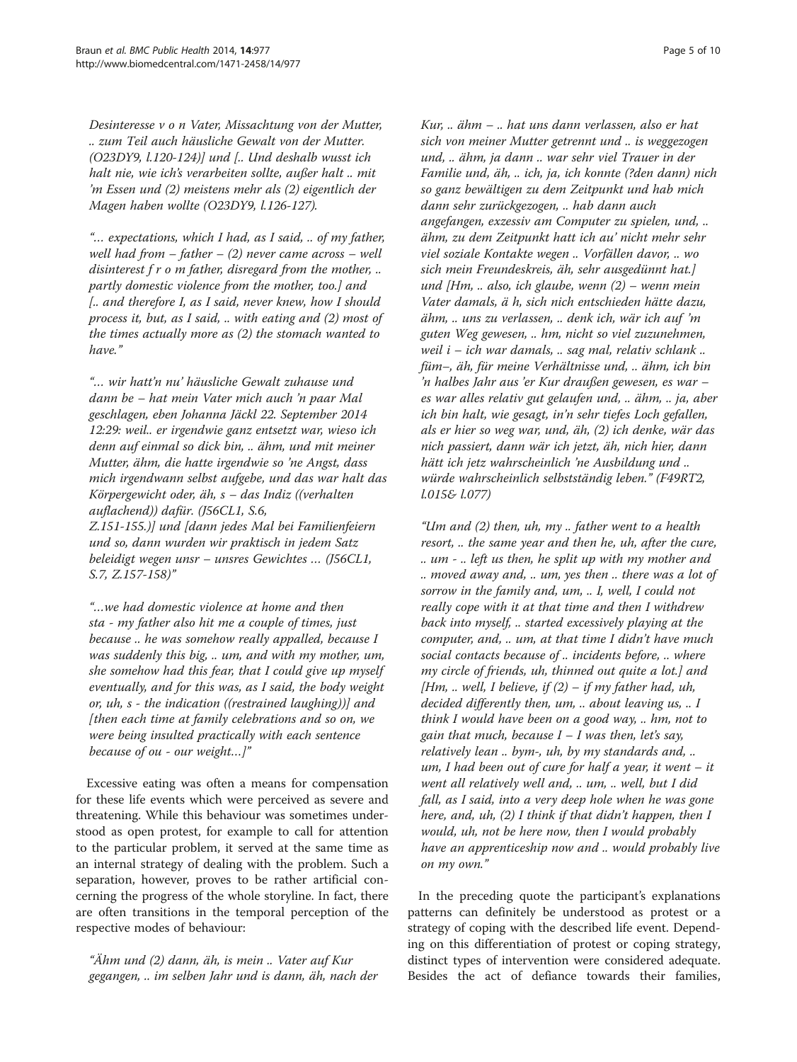*Desinteresse v o n Vater, Missachtung von der Mutter, .. zum Teil auch häusliche Gewalt von der Mutter. (O23DY9, l.120-124)] und [.. Und deshalb wusst ich halt nie, wie ich's verarbeiten sollte, außer halt .. mit 'm Essen und (2) meistens mehr als (2) eigentlich der Magen haben wollte (O23DY9, l.126-127).*

*"… expectations, which I had, as I said, .. of my father, well had from – father – (2) never came across – well disinterest f r o m father, disregard from the mother, .. partly domestic violence from the mother, too.] and [.. and therefore I, as I said, never knew, how I should process it, but, as I said, .. with eating and (2) most of the times actually more as (2) the stomach wanted to have."*

*"… wir hatt'n nu' häusliche Gewalt zuhause und dann be – hat mein Vater mich auch 'n paar Mal geschlagen, eben Johanna Jäckl 22. September 2014 12:29: weil.. er irgendwie ganz entsetzt war, wieso ich denn auf einmal so dick bin, .. ähm, und mit meiner Mutter, ähm, die hatte irgendwie so 'ne Angst, dass mich irgendwann selbst aufgebe, und das war halt das Körpergewicht oder, äh, s – das Indiz ((verhalten auflachend)) dafür. (J56CL1, S.6, Z.151-155.)] und [dann jedes Mal bei Familienfeiern und so, dann wurden wir praktisch in jedem Satz beleidigt wegen unsr – unsres Gewichtes … (J56CL1, S.7, Z.157-158)"*

*"…we had domestic violence at home and then sta - my father also hit me a couple of times, just because .. he was somehow really appalled, because I was suddenly this big, .. um, and with my mother, um, she somehow had this fear, that I could give up myself eventually, and for this was, as I said, the body weight or, uh, s - the indication ((restrained laughing))] and [then each time at family celebrations and so on, we were being insulted practically with each sentence because of ou - our weight…]"*

Excessive eating was often a means for compensation for these life events which were perceived as severe and threatening. While this behaviour was sometimes understood as open protest, for example to call for attention to the particular problem, it served at the same time as an internal strategy of dealing with the problem. Such a separation, however, proves to be rather artificial concerning the progress of the whole storyline. In fact, there are often transitions in the temporal perception of the respective modes of behaviour:

*"Ähm und (2) dann, äh, is mein .. Vater auf Kur gegangen, .. im selben Jahr und is dann, äh, nach der Kur, .. ähm – .. hat uns dann verlassen, also er hat sich von meiner Mutter getrennt und .. is weggezogen und, .. ähm, ja dann .. war sehr viel Trauer in der Familie und, äh, .. ich, ja, ich konnte (?den dann) nich so ganz bewältigen zu dem Zeitpunkt und hab mich dann sehr zurückgezogen, .. hab dann auch angefangen, exzessiv am Computer zu spielen, und, .. ähm, zu dem Zeitpunkt hatt ich au' nicht mehr sehr viel soziale Kontakte wegen .. Vorfällen davor, .. wo sich mein Freundeskreis, äh, sehr ausgedünnt hat.] und [Hm, .. also, ich glaube, wenn (2) – wenn mein Vater damals, ä h, sich nich entschieden hätte dazu, ähm, .. uns zu verlassen, .. denk ich, wär ich auf 'm guten Weg gewesen, .. hm, nicht so viel zuzunehmen, weil i – ich war damals, .. sag mal, relativ schlank .. füm–, äh, für meine Verhältnisse und, .. ähm, ich bin 'n halbes Jahr aus 'er Kur draußen gewesen, es war – es war alles relativ gut gelaufen und, .. ähm, .. ja, aber ich bin halt, wie gesagt, in'n sehr tiefes Loch gefallen, als er hier so weg war, und, äh, (2) ich denke, wär das nich passiert, dann wär ich jetzt, äh, nich hier, dann hätt ich jetz wahrscheinlich 'ne Ausbildung und .. würde wahrscheinlich selbstständig leben." (F49RT2, l.015& l.077)*

*"Um and (2) then, uh, my .. father went to a health resort, .. the same year and then he, uh, after the cure, .. um - .. left us then, he split up with my mother and .. moved away and, .. um, yes then .. there was a lot of sorrow in the family and, um, .. I, well, I could not really cope with it at that time and then I withdrew back into myself, .. started excessively playing at the computer, and, .. um, at that time I didn't have much social contacts because of .. incidents before, .. where my circle of friends, uh, thinned out quite a lot.] and [Hm, .. well, I believe, if (2) – if my father had, uh, decided differently then, um, .. about leaving us, .. I think I would have been on a good way, .. hm, not to gain that much, because I – I was then, let's say, relatively lean .. bym-, uh, by my standards and, .. um, I had been out of cure for half a year, it went – it went all relatively well and, .. um, .. well, but I did fall, as I said, into a very deep hole when he was gone here, and, uh, (2) I think if that didn't happen, then I would, uh, not be here now, then I would probably have an apprenticeship now and .. would probably live on my own."*

In the preceding quote the participant's explanations patterns can definitely be understood as protest or a strategy of coping with the described life event. Depending on this differentiation of protest or coping strategy, distinct types of intervention were considered adequate. Besides the act of defiance towards their families,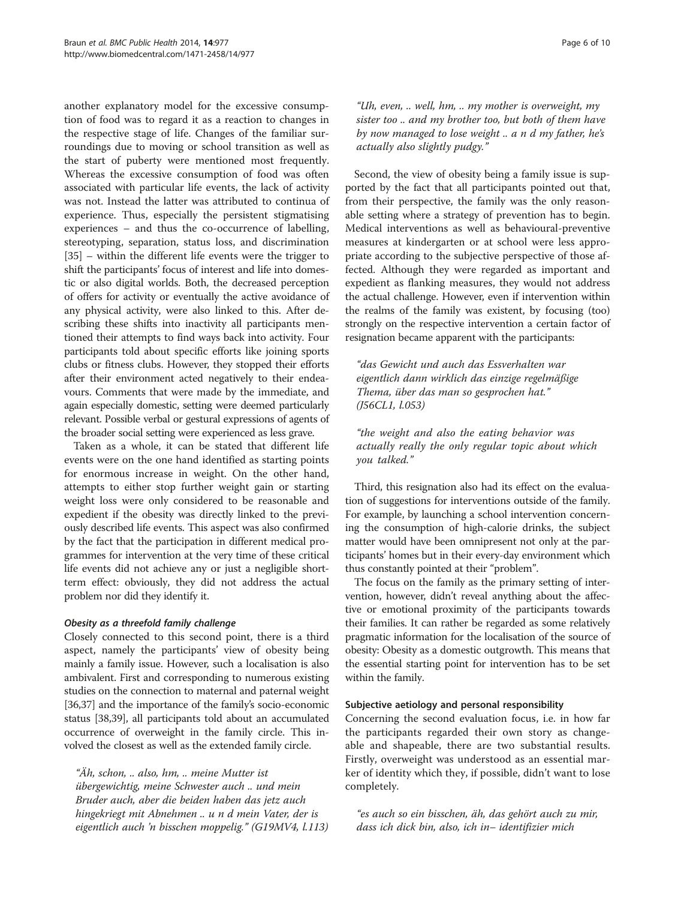another explanatory model for the excessive consumption of food was to regard it as a reaction to changes in the respective stage of life. Changes of the familiar surroundings due to moving or school transition as well as the start of puberty were mentioned most frequently. Whereas the excessive consumption of food was often associated with particular life events, the lack of activity was not. Instead the latter was attributed to continua of experience. Thus, especially the persistent stigmatising experiences – and thus the co-occurrence of labelling, stereotyping, separation, status loss, and discrimination [35] – within the different life events were the trigger to shift the participants' focus of interest and life into domestic or also digital worlds. Both, the decreased perception of offers for activity or eventually the active avoidance of any physical activity, were also linked to this. After describing these shifts into inactivity all participants mentioned their attempts to find ways back into activity. Four participants told about specific efforts like joining sports clubs or fitness clubs. However, they stopped their efforts after their environment acted negatively to their endeavours. Comments that were made by the immediate, and again especially domestic, setting were deemed particularly relevant. Possible verbal or gestural expressions of agents of the broader social setting were experienced as less grave.

Taken as a whole, it can be stated that different life events were on the one hand identified as starting points for enormous increase in weight. On the other hand, attempts to either stop further weight gain or starting weight loss were only considered to be reasonable and expedient if the obesity was directly linked to the previously described life events. This aspect was also confirmed by the fact that the participation in different medical programmes for intervention at the very time of these critical life events did not achieve any or just a negligible short-term effect: obviously, they did not address the actual problem nor did they identify it.

#### *Obesity as a threefold family challenge*

Closely connected to this second point, there is a third aspect, namely the participants' view of obesity being mainly a family issue. However, such a localisation is also ambivalent. First and corresponding to numerous existing studies on the connection to maternal and paternal weight [36,37] and the importance of the family's socio-economic status [38,39], all participants told about an accumulated occurrence of overweight in the family circle. This involved the closest as well as the extended family circle.

> *"Äh, schon, .. also, hm, .. meine Mutter ist übergewichtig, meine Schwester auch .. und mein Bruder auch, aber die beiden haben das jetz auch hingekriegt mit Abnehmen .. u n d mein Vater, der is eigentlich auch 'n bisschen moppelig." (G19MV4, l.113)*

> *"Uh, even, .. well, hm, .. my mother is overweight, my sister too .. and my brother too, but both of them have by now managed to lose weight .. a n d my father, he's actually also slightly pudgy."*

Second, the view of obesity being a family issue is supported by the fact that all participants pointed out that, from their perspective, the family was the only reasonable setting where a strategy of prevention has to begin. Medical interventions as well as behavioural-preventive measures at kindergarten or at school were less appropriate according to the subjective perspective of those affected. Although they were regarded as important and expedient as flanking measures, they would not address the actual challenge. However, even if intervention within the realms of the family was existent, by focusing (too) strongly on the respective intervention a certain factor of resignation became apparent with the participants:

> *"das Gewicht und auch das Essverhalten war eigentlich dann wirklich das einzige regelmäßige Thema, über das man so gesprochen hat." (J56CL1, l.053)*

> *"the weight and also the eating behavior was actually really the only regular topic about which you talked."*

Third, this resignation also had its effect on the evaluation of suggestions for interventions outside of the family. For example, by launching a school intervention concerning the consumption of high-calorie drinks, the subject matter would have been omnipresent not only at the participants' homes but in their every-day environment which thus constantly pointed at their "problem".

The focus on the family as the primary setting of intervention, however, didn't reveal anything about the affective or emotional proximity of the participants towards their families. It can rather be regarded as some relatively pragmatic information for the localisation of the source of obesity: Obesity as a domestic outgrowth. This means that the essential starting point for intervention has to be set within the family.

### Subjective aetiology and personal responsibility

Concerning the second evaluation focus, i.e. in how far the participants regarded their own story as changeable and shapeable, there are two substantial results. Firstly, overweight was understood as an essential marker of identity which they, if possible, didn't want to lose completely.

> *"es auch so ein bisschen, äh, das gehört auch zu mir, dass ich dick bin, also, ich in– identifizier mich*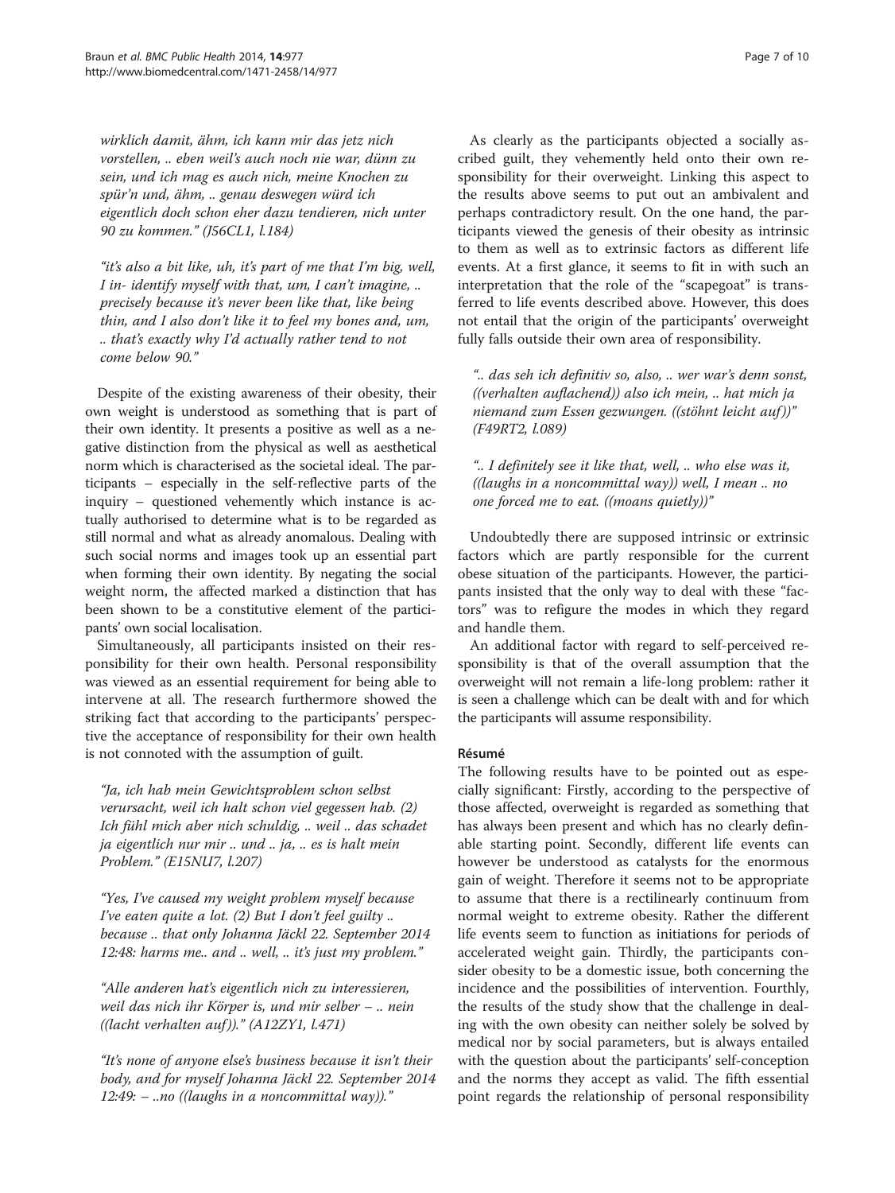*wirklich damit, ähm, ich kann mir das jetz nich vorstellen, .. eben weil's auch noch nie war, dünn zu sein, und ich mag es auch nich, meine Knochen zu spür'n und, ähm, .. genau deswegen würd ich eigentlich doch schon eher dazu tendieren, nich unter 90 zu kommen." (J56CL1, l.184)*

*"it's also a bit like, uh, it's part of me that I'm big, well, I in- identify myself with that, um, I can't imagine, .. precisely because it's never been like that, like being thin, and I also don't like it to feel my bones and, um, .. that's exactly why I'd actually rather tend to not come below 90."*

Despite of the existing awareness of their obesity, their own weight is understood as something that is part of their own identity. It presents a positive as well as a negative distinction from the physical as well as aesthetical norm which is characterised as the societal ideal. The participants – especially in the self-reflective parts of the inquiry – questioned vehemently which instance is actually authorised to determine what is to be regarded as still normal and what as already anomalous. Dealing with such social norms and images took up an essential part when forming their own identity. By negating the social weight norm, the affected marked a distinction that has been shown to be a constitutive element of the participants' own social localisation.

Simultaneously, all participants insisted on their responsibility for their own health. Personal responsibility was viewed as an essential requirement for being able to intervene at all. The research furthermore showed the striking fact that according to the participants' perspective the acceptance of responsibility for their own health is not connoted with the assumption of guilt.

*"Ja, ich hab mein Gewichtsproblem schon selbst verursacht, weil ich halt schon viel gegessen hab. (2) Ich fühl mich aber nich schuldig, .. weil .. das schadet ja eigentlich nur mir .. und .. ja, .. es is halt mein Problem." (E15NU7, l.207)*

*"Yes, I've caused my weight problem myself because I've eaten quite a lot. (2) But I don't feel guilty .. because .. that only Johanna Jäckl 22. September 2014 12:48: harms me.. and .. well, .. it's just my problem."*

*"Alle anderen hat's eigentlich nich zu interessieren, weil das nich ihr Körper is, und mir selber – .. nein ((lacht verhalten auf))." (A12ZY1, l.471)*

*"It's none of anyone else's business because it isn't their body, and for myself Johanna Jäckl 22. September 2014 12:49: – ..no ((laughs in a noncommittal way))."*

As clearly as the participants objected a socially ascribed guilt, they vehemently held onto their own responsibility for their overweight. Linking this aspect to the results above seems to put out an ambivalent and perhaps contradictory result. On the one hand, the participants viewed the genesis of their obesity as intrinsic to them as well as to extrinsic factors as different life events. At a first glance, it seems to fit in with such an interpretation that the role of the "scapegoat" is transferred to life events described above. However, this does not entail that the origin of the participants' overweight fully falls outside their own area of responsibility.

*".. das seh ich definitiv so, also, .. wer war's denn sonst, ((verhalten auflachend)) also ich mein, .. hat mich ja niemand zum Essen gezwungen. ((stöhnt leicht auf))" (F49RT2, l.089)*

*".. I definitely see it like that, well, .. who else was it, ((laughs in a noncommittal way)) well, I mean .. no one forced me to eat. ((moans quietly))"*

Undoubtedly there are supposed intrinsic or extrinsic factors which are partly responsible for the current obese situation of the participants. However, the participants insisted that the only way to deal with these "factors" was to refigure the modes in which they regard and handle them.

An additional factor with regard to self-perceived responsibility is that of the overall assumption that the overweight will not remain a life-long problem: rather it is seen a challenge which can be dealt with and for which the participants will assume responsibility.

### Résumé

The following results have to be pointed out as especially significant: Firstly, according to the perspective of those affected, overweight is regarded as something that has always been present and which has no clearly definable starting point. Secondly, different life events can however be understood as catalysts for the enormous gain of weight. Therefore it seems not to be appropriate to assume that there is a rectilinearly continuum from normal weight to extreme obesity. Rather the different life events seem to function as initiations for periods of accelerated weight gain. Thirdly, the participants consider obesity to be a domestic issue, both concerning the incidence and the possibilities of intervention. Fourthly, the results of the study show that the challenge in dealing with the own obesity can neither solely be solved by medical nor by social parameters, but is always entailed with the question about the participants' self-conception and the norms they accept as valid. The fifth essential point regards the relationship of personal responsibility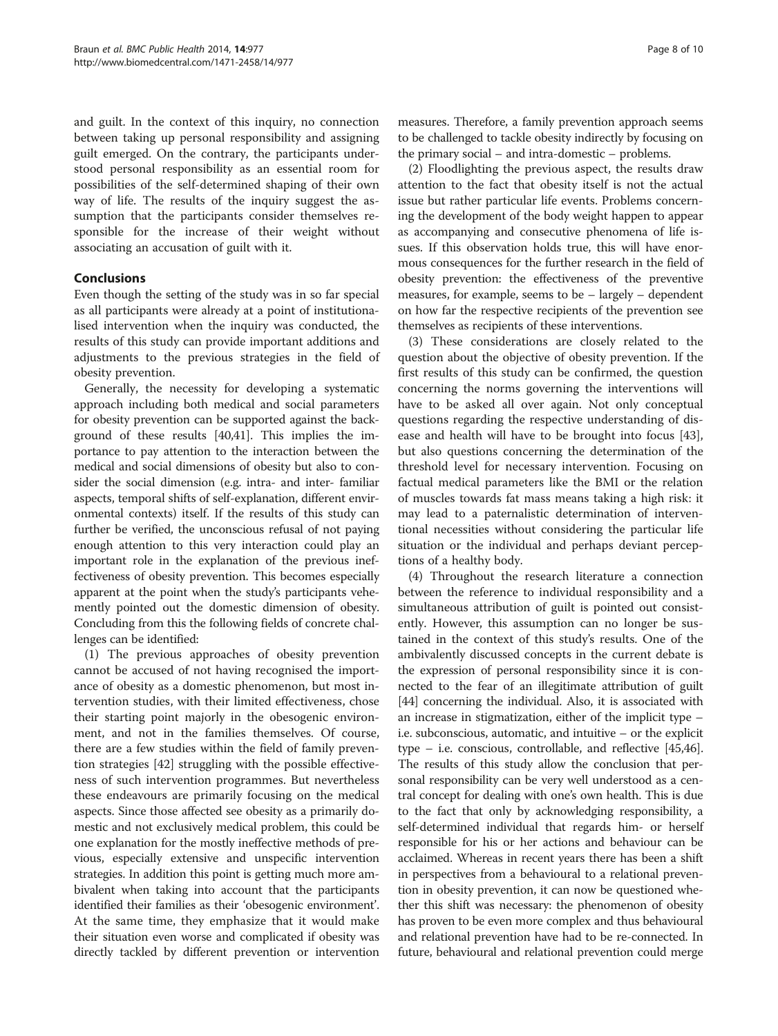and guilt. In the context of this inquiry, no connection between taking up personal responsibility and assigning guilt emerged. On the contrary, the participants understood personal responsibility as an essential room for possibilities of the self-determined shaping of their own way of life. The results of the inquiry suggest the assumption that the participants consider themselves responsible for the increase of their weight without associating an accusation of guilt with it.

## Conclusions

Even though the setting of the study was in so far special as all participants were already at a point of institutionalised intervention when the inquiry was conducted, the results of this study can provide important additions and adjustments to the previous strategies in the field of obesity prevention.

Generally, the necessity for developing a systematic approach including both medical and social parameters for obesity prevention can be supported against the background of these results [40,41]. This implies the importance to pay attention to the interaction between the medical and social dimensions of obesity but also to consider the social dimension (e.g. intra- and inter- familiar aspects, temporal shifts of self-explanation, different environmental contexts) itself. If the results of this study can further be verified, the unconscious refusal of not paying enough attention to this very interaction could play an important role in the explanation of the previous ineffectiveness of obesity prevention. This becomes especially apparent at the point when the study's participants vehemently pointed out the domestic dimension of obesity. Concluding from this the following fields of concrete challenges can be identified:

(1) The previous approaches of obesity prevention cannot be accused of not having recognised the importance of obesity as a domestic phenomenon, but most intervention studies, with their limited effectiveness, chose their starting point majorly in the obesogenic environment, and not in the families themselves. Of course, there are a few studies within the field of family prevention strategies [42] struggling with the possible effectiveness of such intervention programmes. But nevertheless these endeavours are primarily focusing on the medical aspects. Since those affected see obesity as a primarily domestic and not exclusively medical problem, this could be one explanation for the mostly ineffective methods of previous, especially extensive and unspecific intervention strategies. In addition this point is getting much more ambivalent when taking into account that the participants identified their families as their 'obesogenic environment'. At the same time, they emphasize that it would make their situation even worse and complicated if obesity was directly tackled by different prevention or intervention measures. Therefore, a family prevention approach seems to be challenged to tackle obesity indirectly by focusing on the primary social – and intra-domestic – problems.

(2) Floodlighting the previous aspect, the results draw attention to the fact that obesity itself is not the actual issue but rather particular life events. Problems concerning the development of the body weight happen to appear as accompanying and consecutive phenomena of life issues. If this observation holds true, this will have enormous consequences for the further research in the field of obesity prevention: the effectiveness of the preventive measures, for example, seems to be – largely – dependent on how far the respective recipients of the prevention see themselves as recipients of these interventions.

(3) These considerations are closely related to the question about the objective of obesity prevention. If the first results of this study can be confirmed, the question concerning the norms governing the interventions will have to be asked all over again. Not only conceptual questions regarding the respective understanding of disease and health will have to be brought into focus [43], but also questions concerning the determination of the threshold level for necessary intervention. Focusing on factual medical parameters like the BMI or the relation of muscles towards fat mass means taking a high risk: it may lead to a paternalistic determination of interventional necessities without considering the particular life situation or the individual and perhaps deviant perceptions of a healthy body.

(4) Throughout the research literature a connection between the reference to individual responsibility and a simultaneous attribution of guilt is pointed out consistently. However, this assumption can no longer be sustained in the context of this study's results. One of the ambivalently discussed concepts in the current debate is the expression of personal responsibility since it is connected to the fear of an illegitimate attribution of guilt [44] concerning the individual. Also, it is associated with an increase in stigmatization, either of the implicit type – i.e. subconscious, automatic, and intuitive – or the explicit type – i.e. conscious, controllable, and reflective [45,46]. The results of this study allow the conclusion that personal responsibility can be very well understood as a central concept for dealing with one's own health. This is due to the fact that only by acknowledging responsibility, a self-determined individual that regards him- or herself responsible for his or her actions and behaviour can be acclaimed. Whereas in recent years there has been a shift in perspectives from a behavioural to a relational prevention in obesity prevention, it can now be questioned whether this shift was necessary: the phenomenon of obesity has proven to be even more complex and thus behavioural and relational prevention have had to be re-connected. In future, behavioural and relational prevention could merge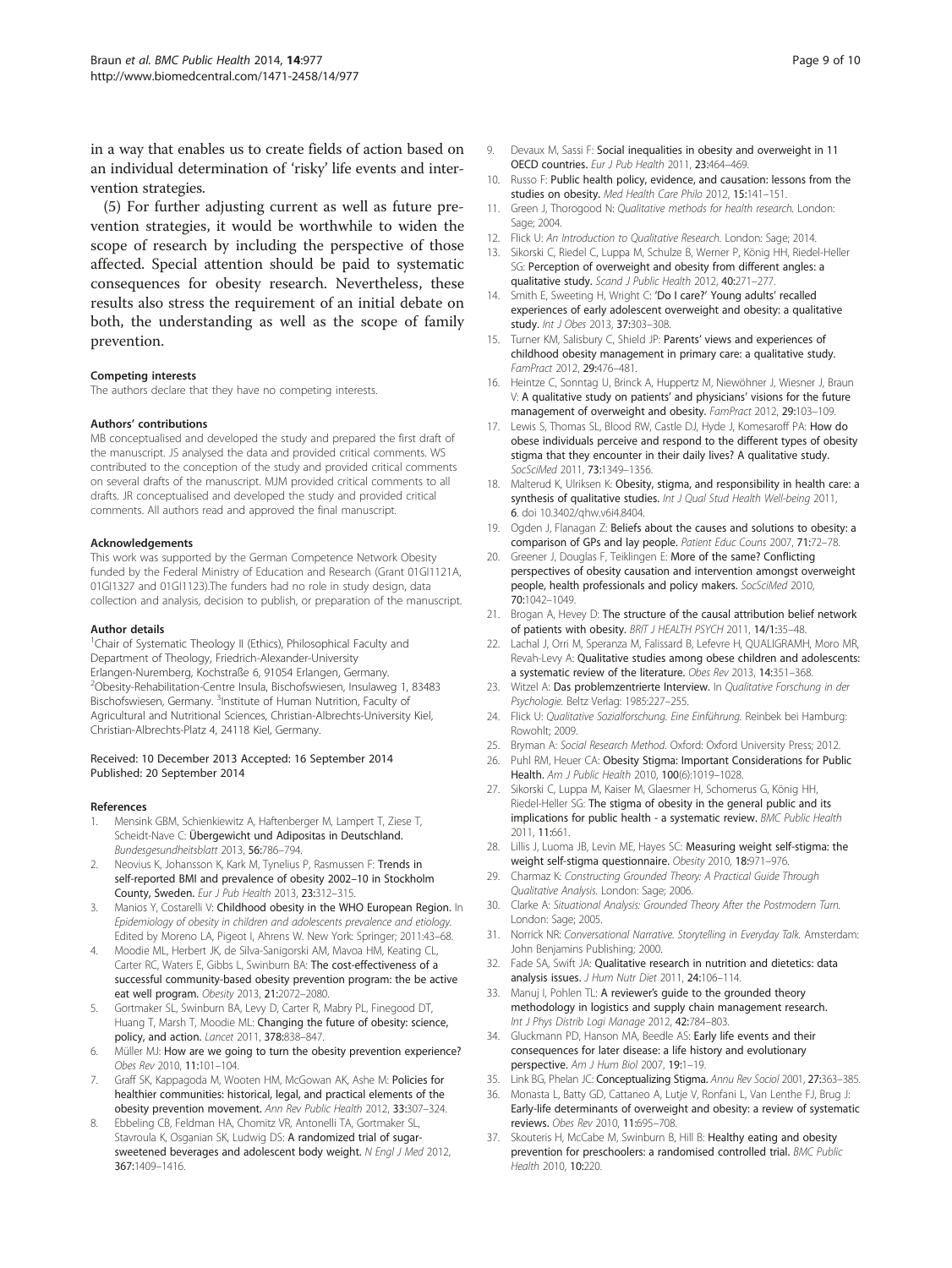in a way that enables us to create fields of action based on an individual determination of 'risky' life events and intervention strategies.

(5) For further adjusting current as well as future prevention strategies, it would be worthwhile to widen the scope of research by including the perspective of those affected. Special attention should be paid to systematic consequences for obesity research. Nevertheless, these results also stress the requirement of an initial debate on both, the understanding as well as the scope of family prevention.

#### Competing interests

The authors declare that they have no competing interests.

#### Authors' contributions

MB conceptualised and developed the study and prepared the first draft of the manuscript. JS analysed the data and provided critical comments. WS contributed to the conception of the study and provided critical comments on several drafts of the manuscript. MJM provided critical comments to all drafts. JR conceptualised and developed the study and provided critical comments. All authors read and approved the final manuscript.

#### Acknowledgements

This work was supported by the German Competence Network Obesity funded by the Federal Ministry of Education and Research (Grant 01GI1121A, 01GI1327 and 01GI1123).The funders had no role in study design, data collection and analysis, decision to publish, or preparation of the manuscript.

#### Author details

[1]Chair of Systematic Theology II (Ethics), Philosophical Faculty and Department of Theology, Friedrich-Alexander-University Erlangen-Nuremberg, Kochstraße 6, 91054 Erlangen, Germany. [2]Obesity-Rehabilitation-Centre Insula, Bischofswiesen, Insulaweg 1, 83483 Bischofswiesen, Germany. [3]Institute of Human Nutrition, Faculty of Agricultural and Nutritional Sciences, Christian-Albrechts-University Kiel, Christian-Albrechts-Platz 4, 24118 Kiel, Germany.

Received: 10 December 2013 Accepted: 16 September 2014
Published: 20 September 2014

#### References

1. Mensink GBM, Schienkiewitz A, Haftenberger M, Lampert T, Ziese T, Scheidt-Nave C: **Übergewicht und Adipositas in Deutschland.** *Bundesgesundheitsblatt* 2013, **56:**786–794.
2. Neovius K, Johansson K, Kark M, Tynelius P, Rasmussen F: **Trends in self-reported BMI and prevalence of obesity 2002–10 in Stockholm County, Sweden.** *Eur J Pub Health* 2013, **23:**312–315.
3. Manios Y, Costarelli V: **Childhood obesity in the WHO European Region.** In *Epidemiology of obesity in children and adolescents prevalence and etiology.* Edited by Moreno LA, Pigeot I, Ahrens W. New York: Springer; 2011:43–68.
4. Moodie ML, Herbert JK, de Silva-Sanigorski AM, Mavoa HM, Keating CL, Carter RC, Waters E, Gibbs L, Swinburn BA: **The cost-effectiveness of a successful community-based obesity prevention program: the be active eat well program.** *Obesity* 2013, **21:**2072–2080.
5. Gortmaker SL, Swinburn BA, Levy D, Carter R, Mabry PL, Finegood DT, Huang T, Marsh T, Moodie ML: **Changing the future of obesity: science, policy, and action.** *Lancet* 2011, **378:**838–847.
6. Müller MJ: **How are we going to turn the obesity prevention experience?** *Obes Rev* 2010, **11:**101–104.
7. Graff SK, Kappagoda M, Wooten HM, McGowan AK, Ashe M: **Policies for healthier communities: historical, legal, and practical elements of the obesity prevention movement.** *Ann Rev Public Health* 2012, **33:**307–324.
8. Ebbeling CB, Feldman HA, Chomitz VR, Antonelli TA, Gortmaker SL, Stavroula K, Osganian SK, Ludwig DS: **A randomized trial of sugar-sweetened beverages and adolescent body weight.** *N Engl J Med* 2012, **367:**1409–1416.
9. Devaux M, Sassi F: **Social inequalities in obesity and overweight in 11 OECD countries.** *Eur J Pub Health* 2011, **23:**464–469.
10. Russo F: **Public health policy, evidence, and causation: lessons from the studies on obesity.** *Med Health Care Philo* 2012, **15:**141–151.
11. Green J, Thorogood N: *Qualitative methods for health research.* London: Sage; 2004.
12. Flick U: *An Introduction to Qualitative Research.* London: Sage; 2014.
13. Sikorski C, Riedel C, Luppa M, Schulze B, Werner P, König HH, Riedel-Heller SG: **Perception of overweight and obesity from different angles: a qualitative study.** *Scand J Public Health* 2012, **40:**271–277.
14. Smith E, Sweeting H, Wright C: **'Do I care?' Young adults' recalled experiences of early adolescent overweight and obesity: a qualitative study.** *Int J Obes* 2013, **37:**303–308.
15. Turner KM, Salisbury C, Shield JP: **Parents' views and experiences of childhood obesity management in primary care: a qualitative study.** *FamPract* 2012, **29:**476–481.
16. Heintze C, Sonntag U, Brinck A, Huppertz M, Niewöhner J, Wiesner J, Braun V: **A qualitative study on patients' and physicians' visions for the future management of overweight and obesity.** *FamPract* 2012, **29:**103–109.
17. Lewis S, Thomas SL, Blood RW, Castle DJ, Hyde J, Komesaroff PA: **How do obese individuals perceive and respond to the different types of obesity stigma that they encounter in their daily lives? A qualitative study.** *SocSciMed* 2011, **73:**1349–1356.
18. Malterud K, Ulriksen K: **Obesity, stigma, and responsibility in health care: a synthesis of qualitative studies.** *Int J Qual Stud Health Well-being* 2011, **6**. doi 10.3402/qhw.v6i4.8404.
19. Ogden J, Flanagan Z: **Beliefs about the causes and solutions to obesity: a comparison of GPs and lay people.** *Patient Educ Couns* 2007, **71:**72–78.
20. Greener J, Douglas F, Teiklingen E: **More of the same? Conflicting perspectives of obesity causation and intervention amongst overweight people, health professionals and policy makers.** *SocSciMed* 2010, **70:**1042–1049.
21. Brogan A, Hevey D: **The structure of the causal attribution belief network of patients with obesity.** *BRIT J HEALTH PSYCH* 2011, **14/1:**35–48.
22. Lachal J, Orri M, Speranza M, Falissard B, Lefevre H, QUALIGRAMH, Moro MR, Revah-Levy A: **Qualitative studies among obese children and adolescents: a systematic review of the literature.** *Obes Rev* 2013, **14:**351–368.
23. Witzel A: **Das problemzentrierte Interview.** In *Qualitative Forschung in der Psychologie.* Beltz Verlag: 1985:227–255.
24. Flick U: *Qualitative Sozialforschung. Eine Einführung.* Reinbek bei Hamburg: Rowohlt; 2009.
25. Bryman A: *Social Research Method.* Oxford: Oxford University Press; 2012.
26. Puhl RM, Heuer CA: **Obesity Stigma: Important Considerations for Public Health.** *Am J Public Health* 2010, **100**(6):1019–1028.
27. Sikorski C, Luppa M, Kaiser M, Glaesmer H, Schomerus G, König HH, Riedel-Heller SG: **The stigma of obesity in the general public and its implications for public health - a systematic review.** *BMC Public Health* 2011, **11:**661.
28. Lillis J, Luoma JB, Levin ME, Hayes SC: **Measuring weight self-stigma: the weight self-stigma questionnaire.** *Obesity* 2010, **18:**971–976.
29. Charmaz K: *Constructing Grounded Theory: A Practical Guide Through Qualitative Analysis.* London: Sage; 2006.
30. Clarke A: *Situational Analysis: Grounded Theory After the Postmodern Turn.* London: Sage; 2005.
31. Norrick NR: *Conversational Narrative. Storytelling in Everyday Talk.* Amsterdam: John Benjamins Publishing; 2000.
32. Fade SA, Swift JA: **Qualitative research in nutrition and dietetics: data analysis issues.** *J Hum Nutr Diet* 2011, **24:**106–114.
33. Manuj I, Pohlen TL: **A reviewer's guide to the grounded theory methodology in logistics and supply chain management research.** *Int J Phys Distrib Logi Manage* 2012, **42:**784–803.
34. Gluckmann PD, Hanson MA, Beedle AS: **Early life events and their consequences for later disease: a life history and evolutionary perspective.** *Am J Hum Biol* 2007, **19:**1–19.
35. Link BG, Phelan JC: **Conceptualizing Stigma.** *Annu Rev Sociol* 2001, **27:**363–385.
36. Monasta L, Batty GD, Cattaneo A, Lutje V, Ronfani L, Van Lenthe FJ, Brug J: **Early-life determinants of overweight and obesity: a review of systematic reviews.** *Obes Rev* 2010, **11:**695–708.
37. Skouteris H, McCabe M, Swinburn B, Hill B: **Healthy eating and obesity prevention for preschoolers: a randomised controlled trial.** *BMC Public Health* 2010, **10:**220.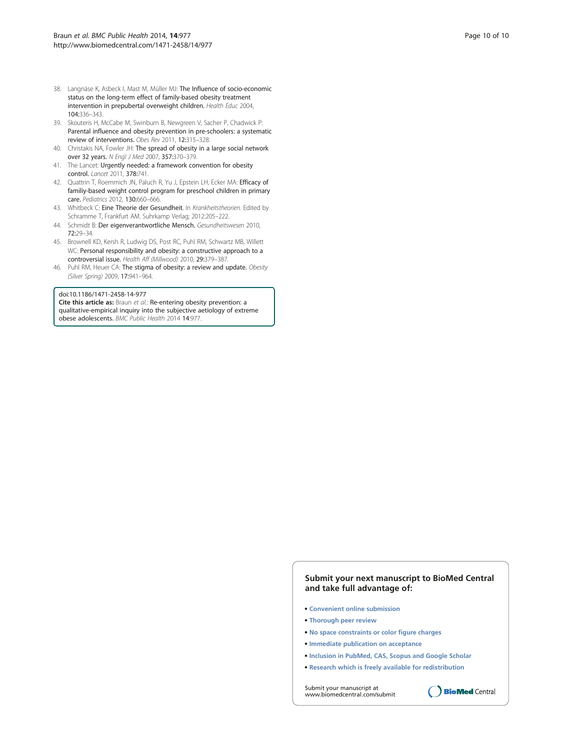38. Langnäse K, Asbeck I, Mast M, Müller MJ: **The Influence of socio-economic status on the long-term effect of family-based obesity treatment intervention in prepubertal overweight children.** *Health Educ* 2004, **104:**336–343.
39. Skouteris H, McCabe M, Swinburn B, Newgreen V, Sacher P, Chadwick P: **Parental influence and obesity prevention in pre-schoolers: a systematic review of interventions.** *Obes Rev* 2011, **12:**315–328.
40. Christakis NA, Fowler JH: **The spread of obesity in a large social network over 32 years.** *N Engl J Med* 2007, **357:**370–379.
41. The Lancet: **Urgently needed: a framework convention for obesity control.** *Lancet* 2011, **378:**741.
42. Quattrin T, Roemmich JN, Paluch R, Yu J, Epstein LH, Ecker MA: **Efficacy of familiy-based weight control program for preschool children in primary care.** *Pediatrics* 2012, **130:**660–666.
43. Whitbeck C: **Eine Theorie der Gesundheit**. In *Krankheitstheorien.* Edited by Schramme T, Frankfurt AM. Suhrkamp Verlag; 2012:205–222.
44. Schmidt B: **Der eigenverantwortliche Mensch.** *Gesundheitswesen* 2010, **72:**29–34.
45. Brownell KD, Kersh R, Ludwig DS, Post RC, Puhl RM, Schwartz MB, Willett WC: **Personal responsibility and obesity: a constructive approach to a controversial issue.** *Health Aff (Millwood)* 2010, **29:**379–387.
46. Puhl RM, Heuer CA: **The stigma of obesity: a review and update.** *Obesity (Silver Spring)* 2009, **17:**941–964.

doi:10.1186/1471-2458-14-977
**Cite this article as:** Braun *et al.*: Re-entering obesity prevention: a qualitative-empirical inquiry into the subjective aetiology of extreme obese adolescents. *BMC Public Health* 2014 **14**:977.

**Submit your next manuscript to BioMed Central and take full advantage of:**

- **Convenient online submission**
- **Thorough peer review**
- **No space constraints or color figure charges**
- **Immediate publication on acceptance**
- **Inclusion in PubMed, CAS, Scopus and Google Scholar**
- **Research which is freely available for redistribution**

Submit your manuscript at
www.biomedcentral.com/submit

BioMed Central